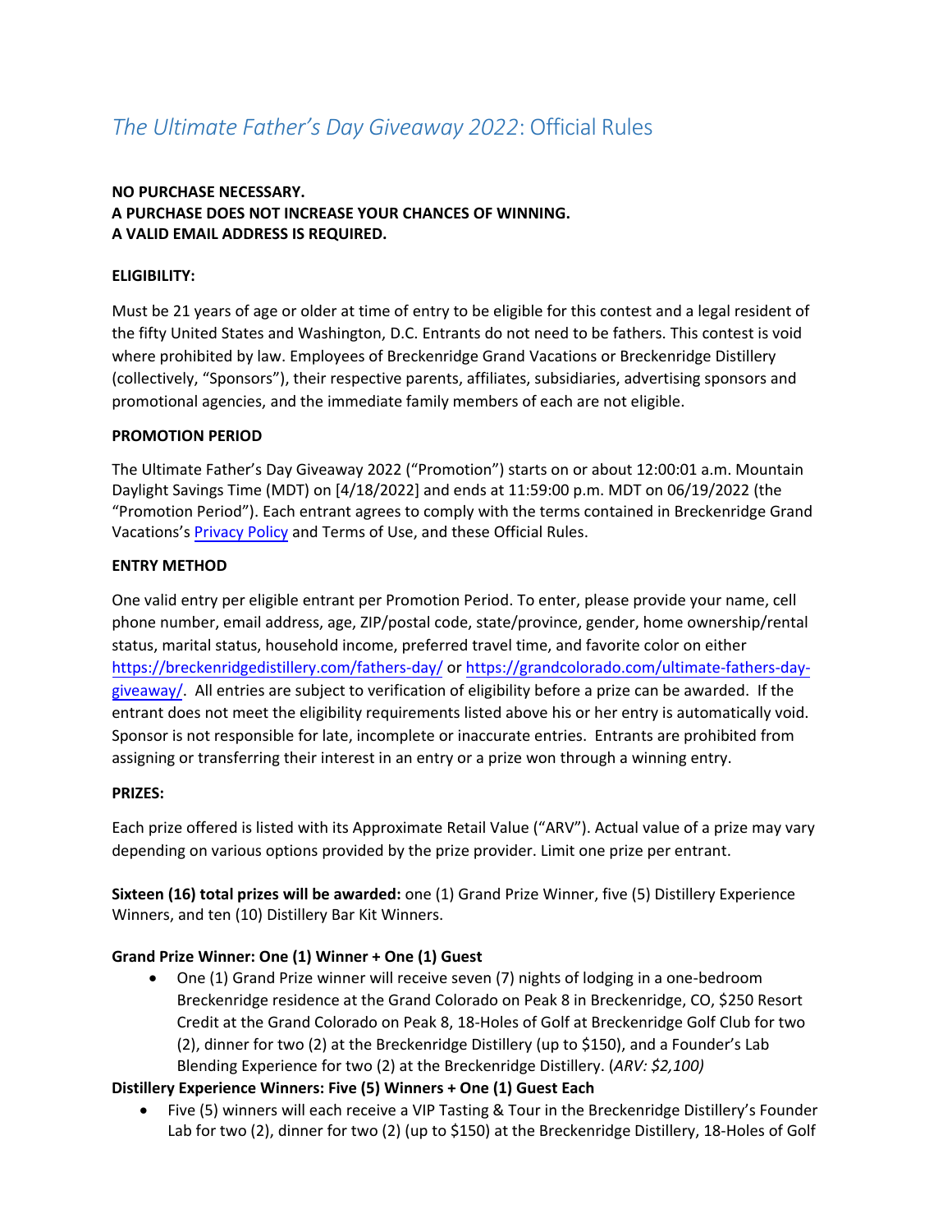# *The Ultimate Father's Day Giveaway 2022*: Official Rules

**NO PURCHASE NECESSARY.**
**A PURCHASE DOES NOT INCREASE YOUR CHANCES OF WINNING.**
**A VALID EMAIL ADDRESS IS REQUIRED.**

**ELIGIBILITY:**

Must be 21 years of age or older at time of entry to be eligible for this contest and a legal resident of the fifty United States and Washington, D.C. Entrants do not need to be fathers. This contest is void where prohibited by law. Employees of Breckenridge Grand Vacations or Breckenridge Distillery (collectively, "Sponsors"), their respective parents, affiliates, subsidiaries, advertising sponsors and promotional agencies, and the immediate family members of each are not eligible.

**PROMOTION PERIOD**

The Ultimate Father's Day Giveaway 2022 ("Promotion") starts on or about 12:00:01 a.m. Mountain Daylight Savings Time (MDT) on [4/18/2022] and ends at 11:59:00 p.m. MDT on 06/19/2022 (the "Promotion Period"). Each entrant agrees to comply with the terms contained in Breckenridge Grand Vacations's Privacy Policy and Terms of Use, and these Official Rules.

**ENTRY METHOD**

One valid entry per eligible entrant per Promotion Period. To enter, please provide your name, cell phone number, email address, age, ZIP/postal code, state/province, gender, home ownership/rental status, marital status, household income, preferred travel time, and favorite color on either https://breckenridgedistillery.com/fathers-day/ or https://grandcolorado.com/ultimate-fathers-day-giveaway/. All entries are subject to verification of eligibility before a prize can be awarded. If the entrant does not meet the eligibility requirements listed above his or her entry is automatically void. Sponsor is not responsible for late, incomplete or inaccurate entries. Entrants are prohibited from assigning or transferring their interest in an entry or a prize won through a winning entry.

**PRIZES:**

Each prize offered is listed with its Approximate Retail Value ("ARV"). Actual value of a prize may vary depending on various options provided by the prize provider. Limit one prize per entrant.

**Sixteen (16) total prizes will be awarded:** one (1) Grand Prize Winner, five (5) Distillery Experience Winners, and ten (10) Distillery Bar Kit Winners.

**Grand Prize Winner: One (1) Winner + One (1) Guest**

- One (1) Grand Prize winner will receive seven (7) nights of lodging in a one-bedroom Breckenridge residence at the Grand Colorado on Peak 8 in Breckenridge, CO, $250 Resort Credit at the Grand Colorado on Peak 8, 18-Holes of Golf at Breckenridge Golf Club for two (2), dinner for two (2) at the Breckenridge Distillery (up to $150), and a Founder's Lab Blending Experience for two (2) at the Breckenridge Distillery. (*ARV: $2,100)*

**Distillery Experience Winners: Five (5) Winners + One (1) Guest Each**

- Five (5) winners will each receive a VIP Tasting & Tour in the Breckenridge Distillery's Founder Lab for two (2), dinner for two (2) (up to $150) at the Breckenridge Distillery, 18-Holes of Golf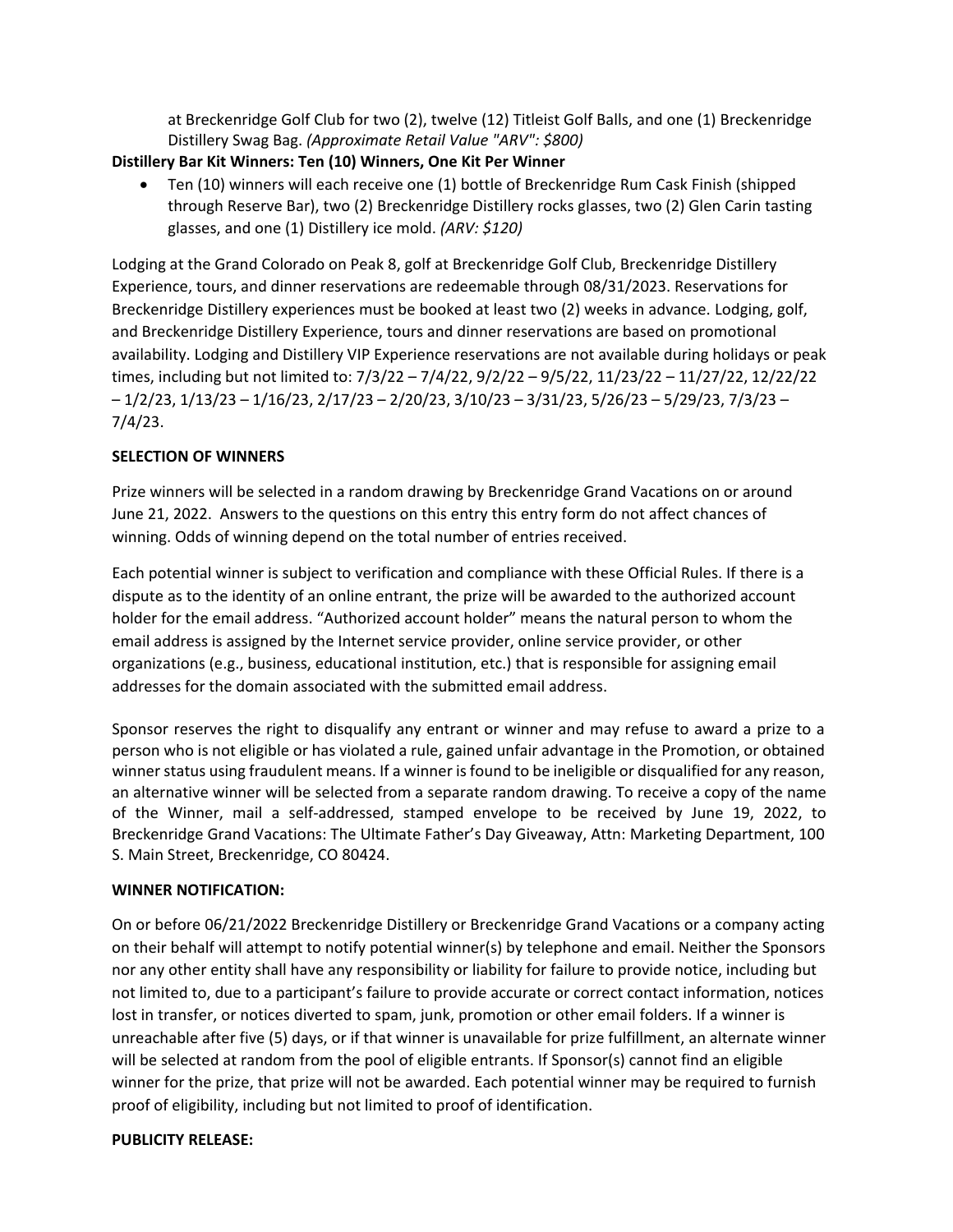at Breckenridge Golf Club for two (2), twelve (12) Titleist Golf Balls, and one (1) Breckenridge Distillery Swag Bag. *(Approximate Retail Value "ARV": $800)*

**Distillery Bar Kit Winners: Ten (10) Winners, One Kit Per Winner**

- Ten (10) winners will each receive one (1) bottle of Breckenridge Rum Cask Finish (shipped through Reserve Bar), two (2) Breckenridge Distillery rocks glasses, two (2) Glen Carin tasting glasses, and one (1) Distillery ice mold. *(ARV: $120)*

Lodging at the Grand Colorado on Peak 8, golf at Breckenridge Golf Club, Breckenridge Distillery Experience, tours, and dinner reservations are redeemable through 08/31/2023. Reservations for Breckenridge Distillery experiences must be booked at least two (2) weeks in advance. Lodging, golf, and Breckenridge Distillery Experience, tours and dinner reservations are based on promotional availability. Lodging and Distillery VIP Experience reservations are not available during holidays or peak times, including but not limited to: 7/3/22 – 7/4/22, 9/2/22 – 9/5/22, 11/23/22 – 11/27/22, 12/22/22 – 1/2/23, 1/13/23 – 1/16/23, 2/17/23 – 2/20/23, 3/10/23 – 3/31/23, 5/26/23 – 5/29/23, 7/3/23 – 7/4/23.

**SELECTION OF WINNERS**

Prize winners will be selected in a random drawing by Breckenridge Grand Vacations on or around June 21, 2022. Answers to the questions on this entry this entry form do not affect chances of winning. Odds of winning depend on the total number of entries received.

Each potential winner is subject to verification and compliance with these Official Rules. If there is a dispute as to the identity of an online entrant, the prize will be awarded to the authorized account holder for the email address. "Authorized account holder" means the natural person to whom the email address is assigned by the Internet service provider, online service provider, or other organizations (e.g., business, educational institution, etc.) that is responsible for assigning email addresses for the domain associated with the submitted email address.

Sponsor reserves the right to disqualify any entrant or winner and may refuse to award a prize to a person who is not eligible or has violated a rule, gained unfair advantage in the Promotion, or obtained winner status using fraudulent means. If a winner is found to be ineligible or disqualified for any reason, an alternative winner will be selected from a separate random drawing. To receive a copy of the name of the Winner, mail a self-addressed, stamped envelope to be received by June 19, 2022, to Breckenridge Grand Vacations: The Ultimate Father's Day Giveaway, Attn: Marketing Department, 100 S. Main Street, Breckenridge, CO 80424.

**WINNER NOTIFICATION:**

On or before 06/21/2022 Breckenridge Distillery or Breckenridge Grand Vacations or a company acting on their behalf will attempt to notify potential winner(s) by telephone and email. Neither the Sponsors nor any other entity shall have any responsibility or liability for failure to provide notice, including but not limited to, due to a participant's failure to provide accurate or correct contact information, notices lost in transfer, or notices diverted to spam, junk, promotion or other email folders. If a winner is unreachable after five (5) days, or if that winner is unavailable for prize fulfillment, an alternate winner will be selected at random from the pool of eligible entrants. If Sponsor(s) cannot find an eligible winner for the prize, that prize will not be awarded. Each potential winner may be required to furnish proof of eligibility, including but not limited to proof of identification.

**PUBLICITY RELEASE:**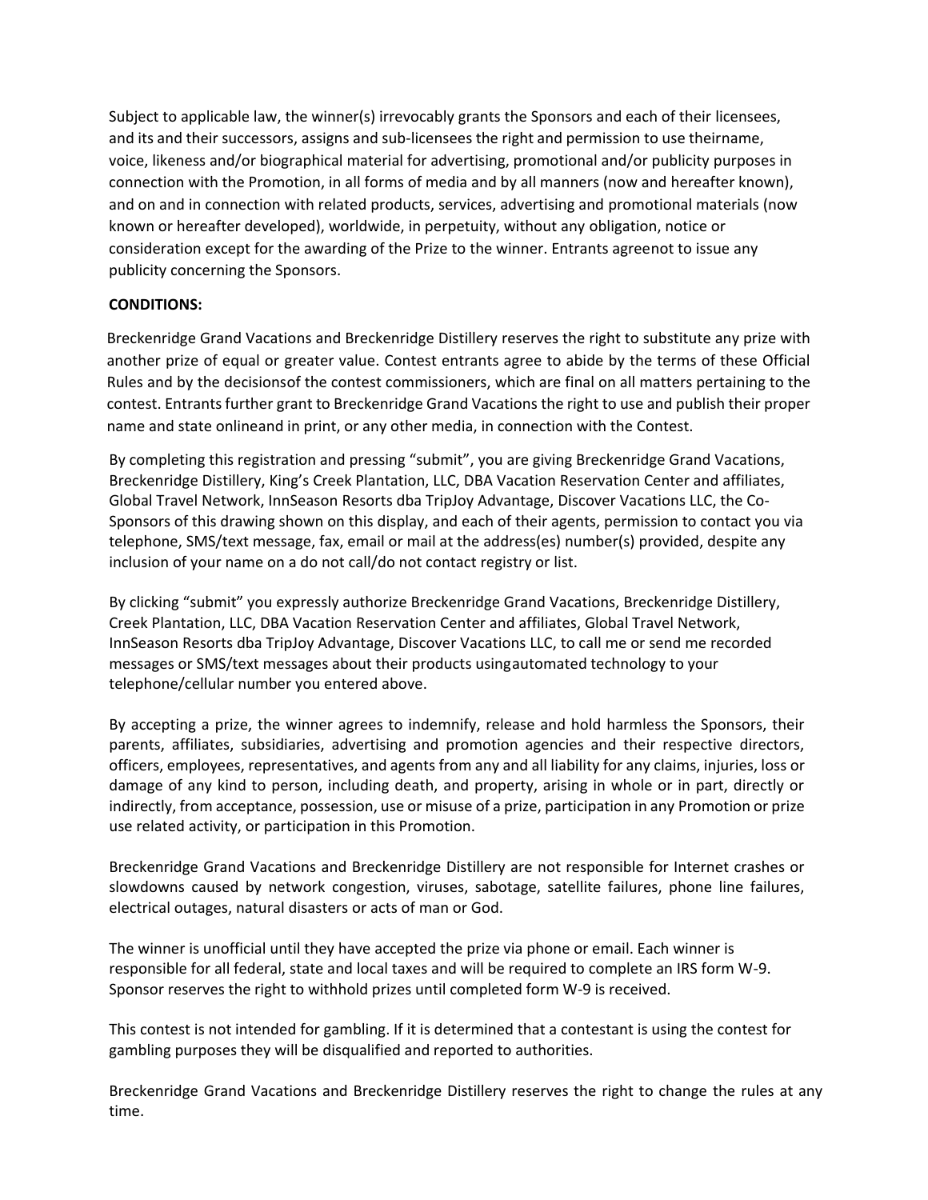Subject to applicable law, the winner(s) irrevocably grants the Sponsors and each of their licensees, and its and their successors, assigns and sub-licensees the right and permission to use theirname, voice, likeness and/or biographical material for advertising, promotional and/or publicity purposes in connection with the Promotion, in all forms of media and by all manners (now and hereafter known), and on and in connection with related products, services, advertising and promotional materials (now known or hereafter developed), worldwide, in perpetuity, without any obligation, notice or consideration except for the awarding of the Prize to the winner. Entrants agreenot to issue any publicity concerning the Sponsors.

**CONDITIONS:**

Breckenridge Grand Vacations and Breckenridge Distillery reserves the right to substitute any prize with another prize of equal or greater value. Contest entrants agree to abide by the terms of these Official Rules and by the decisionsof the contest commissioners, which are final on all matters pertaining to the contest. Entrants further grant to Breckenridge Grand Vacations the right to use and publish their proper name and state onlineand in print, or any other media, in connection with the Contest.

By completing this registration and pressing "submit", you are giving Breckenridge Grand Vacations, Breckenridge Distillery, King's Creek Plantation, LLC, DBA Vacation Reservation Center and affiliates, Global Travel Network, InnSeason Resorts dba TripJoy Advantage, Discover Vacations LLC, the Co-Sponsors of this drawing shown on this display, and each of their agents, permission to contact you via telephone, SMS/text message, fax, email or mail at the address(es) number(s) provided, despite any inclusion of your name on a do not call/do not contact registry or list.

By clicking "submit" you expressly authorize Breckenridge Grand Vacations, Breckenridge Distillery, Creek Plantation, LLC, DBA Vacation Reservation Center and affiliates, Global Travel Network, InnSeason Resorts dba TripJoy Advantage, Discover Vacations LLC, to call me or send me recorded messages or SMS/text messages about their products usingautomated technology to your telephone/cellular number you entered above.

By accepting a prize, the winner agrees to indemnify, release and hold harmless the Sponsors, their parents, affiliates, subsidiaries, advertising and promotion agencies and their respective directors, officers, employees, representatives, and agents from any and all liability for any claims, injuries, loss or damage of any kind to person, including death, and property, arising in whole or in part, directly or indirectly, from acceptance, possession, use or misuse of a prize, participation in any Promotion or prize use related activity, or participation in this Promotion.

Breckenridge Grand Vacations and Breckenridge Distillery are not responsible for Internet crashes or slowdowns caused by network congestion, viruses, sabotage, satellite failures, phone line failures, electrical outages, natural disasters or acts of man or God.

The winner is unofficial until they have accepted the prize via phone or email. Each winner is responsible for all federal, state and local taxes and will be required to complete an IRS form W-9. Sponsor reserves the right to withhold prizes until completed form W-9 is received.

This contest is not intended for gambling. If it is determined that a contestant is using the contest for gambling purposes they will be disqualified and reported to authorities.

Breckenridge Grand Vacations and Breckenridge Distillery reserves the right to change the rules at any time.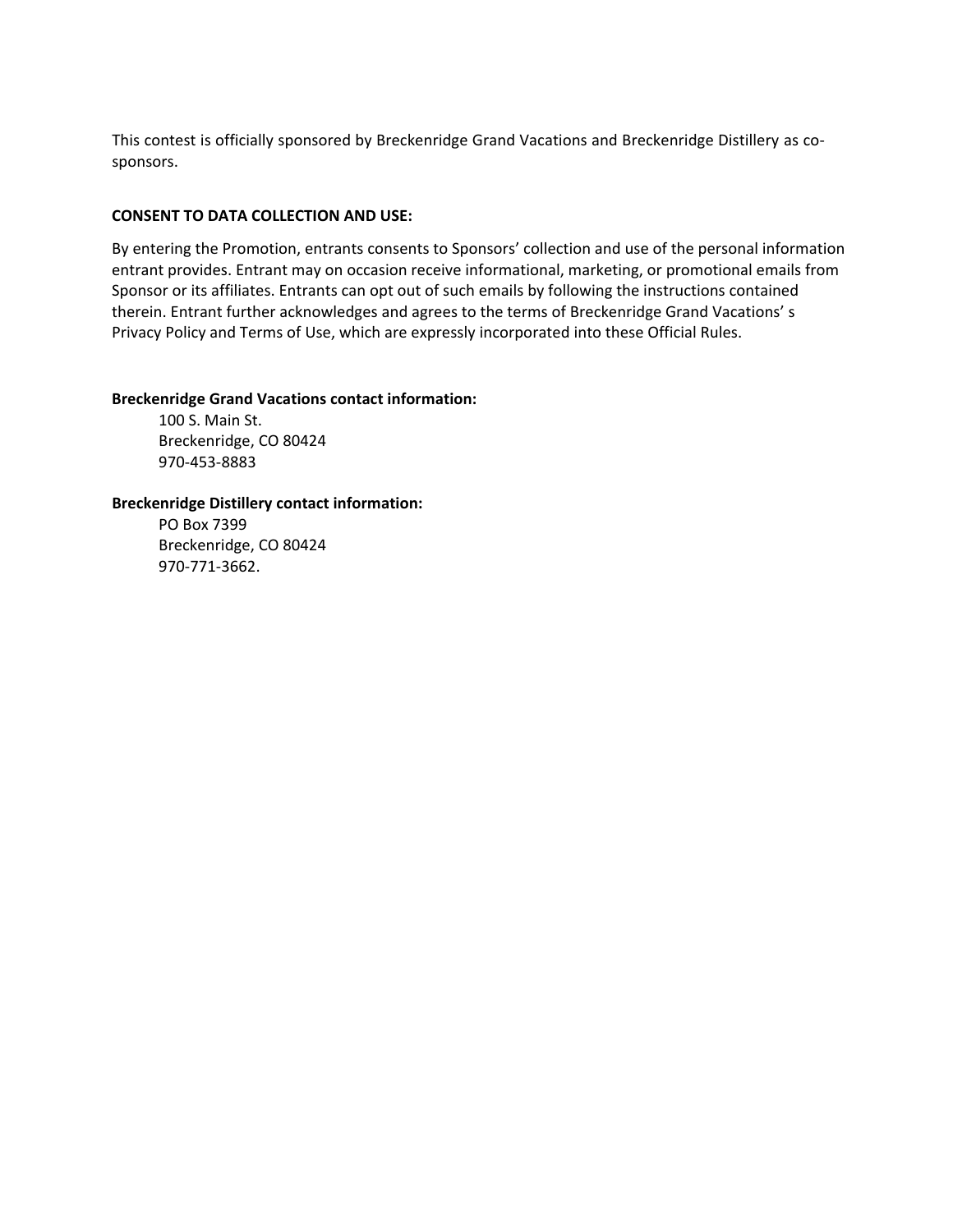This contest is officially sponsored by Breckenridge Grand Vacations and Breckenridge Distillery as co-sponsors.

**CONSENT TO DATA COLLECTION AND USE:**

By entering the Promotion, entrants consents to Sponsors' collection and use of the personal information entrant provides. Entrant may on occasion receive informational, marketing, or promotional emails from Sponsor or its affiliates. Entrants can opt out of such emails by following the instructions contained therein. Entrant further acknowledges and agrees to the terms of Breckenridge Grand Vacations' s Privacy Policy and Terms of Use, which are expressly incorporated into these Official Rules.

**Breckenridge Grand Vacations contact information:**

100 S. Main St.
Breckenridge, CO 80424
970-453-8883

**Breckenridge Distillery contact information:**

PO Box 7399
Breckenridge, CO 80424
970-771-3662.